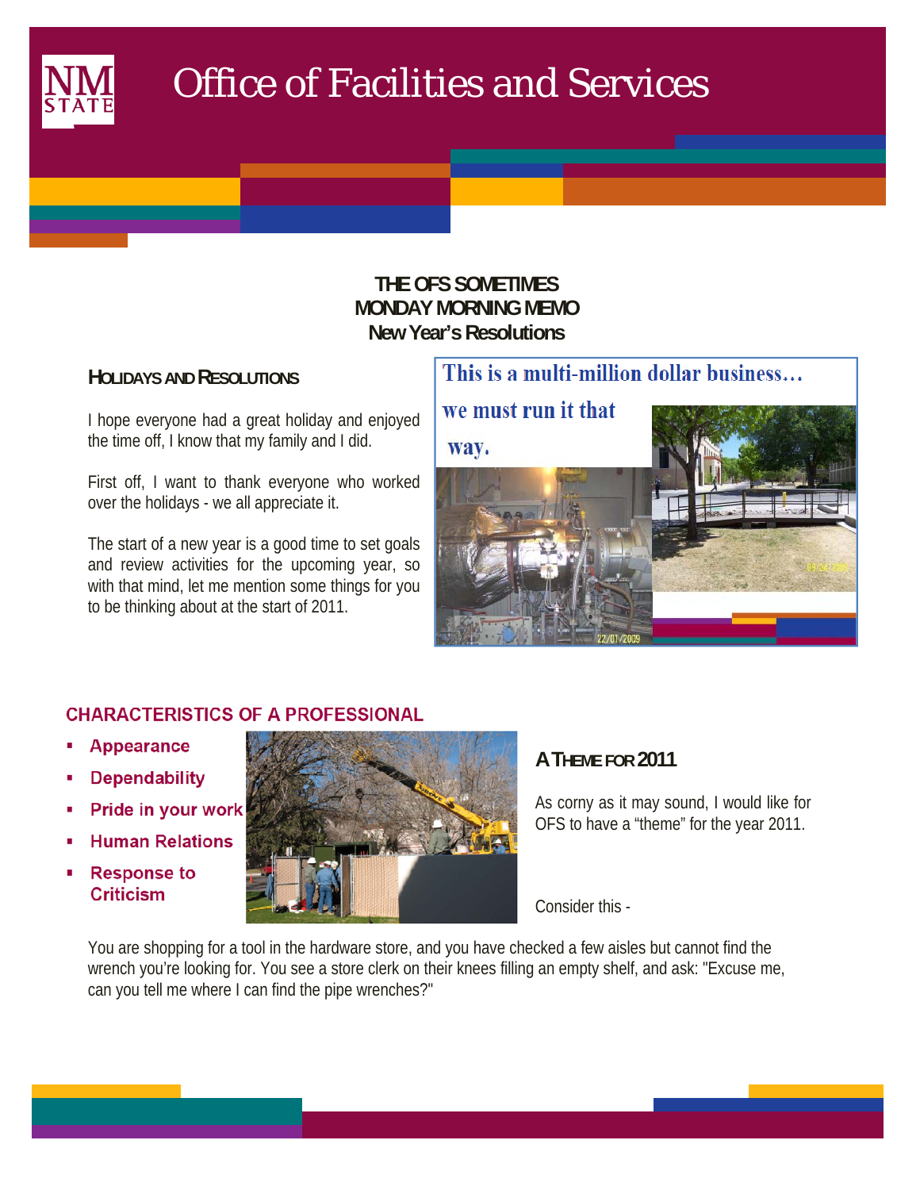# Office of Facilities and Services

**THE OFS SOMETIMES**
**MONDAY MORNING MEMO**
**New Year's Resolutions**

### HOLIDAYS AND RESOLUTIONS

I hope everyone had a great holiday and enjoyed the time off, I know that my family and I did.

First off, I want to thank everyone who worked over the holidays - we all appreciate it.

The start of a new year is a good time to set goals and review activities for the upcoming year, so with that mind, let me mention some things for you to be thinking about at the start of 2011.

This is a multi-million dollar business… we must run it that way.

### CHARACTERISTICS OF A PROFESSIONAL

- Appearance
- Dependability
- Pride in your work
- Human Relations
- Response to Criticism

### A THEME FOR 2011

As corny as it may sound, I would like for OFS to have a "theme" for the year 2011.

Consider this -

You are shopping for a tool in the hardware store, and you have checked a few aisles but cannot find the wrench you're looking for. You see a store clerk on their knees filling an empty shelf, and ask: "Excuse me, can you tell me where I can find the pipe wrenches?"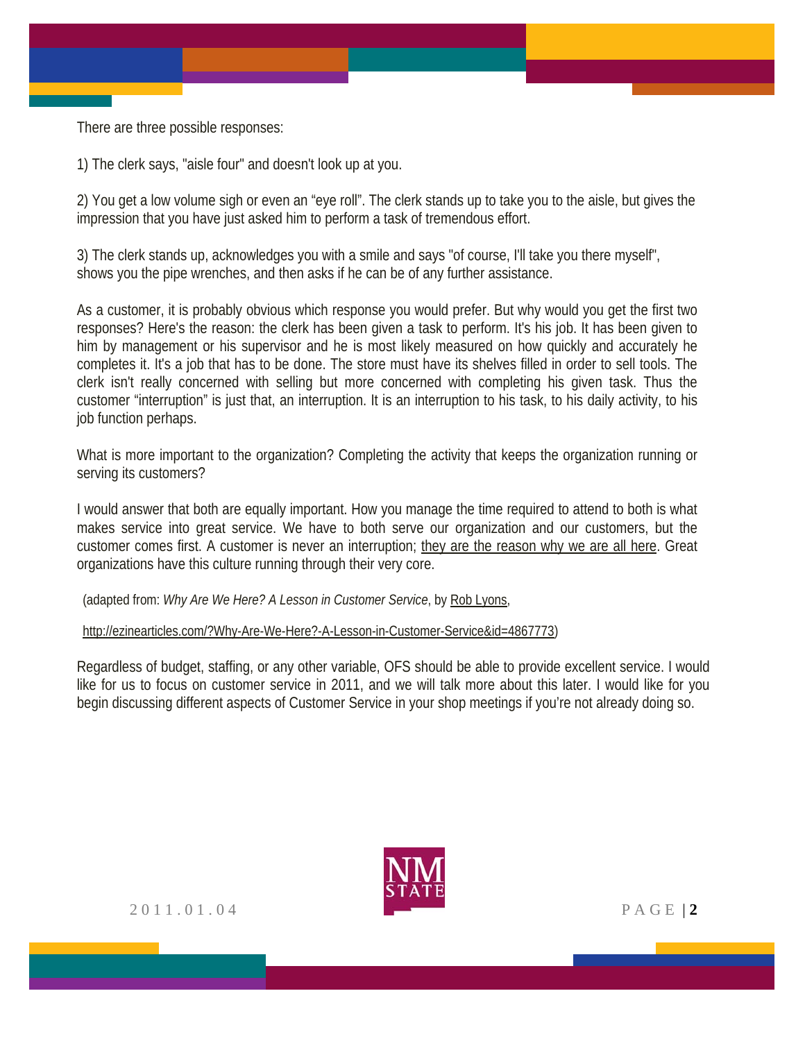There are three possible responses:

1) The clerk says, "aisle four" and doesn't look up at you.

2) You get a low volume sigh or even an "eye roll". The clerk stands up to take you to the aisle, but gives the impression that you have just asked him to perform a task of tremendous effort.

3) The clerk stands up, acknowledges you with a smile and says "of course, I'll take you there myself", shows you the pipe wrenches, and then asks if he can be of any further assistance.

As a customer, it is probably obvious which response you would prefer. But why would you get the first two responses? Here's the reason: the clerk has been given a task to perform. It's his job. It has been given to him by management or his supervisor and he is most likely measured on how quickly and accurately he completes it. It's a job that has to be done. The store must have its shelves filled in order to sell tools. The clerk isn't really concerned with selling but more concerned with completing his given task. Thus the customer "interruption" is just that, an interruption. It is an interruption to his task, to his daily activity, to his job function perhaps.

What is more important to the organization? Completing the activity that keeps the organization running or serving its customers?

I would answer that both are equally important. How you manage the time required to attend to both is what makes service into great service. We have to both serve our organization and our customers, but the customer comes first. A customer is never an interruption; <u>they are the reason why we are all here</u>. Great organizations have this culture running through their very core.

(adapted from: *Why Are We Here? A Lesson in Customer Service*, by <u>Rob Lyons</u>,

<u>http://ezinearticles.com/?Why-Are-We-Here?-A-Lesson-in-Customer-Service&id=4867773</u>)

Regardless of budget, staffing, or any other variable, OFS should be able to provide excellent service. I would like for us to focus on customer service in 2011, and we will talk more about this later. I would like for you begin discussing different aspects of Customer Service in your shop meetings if you're not already doing so.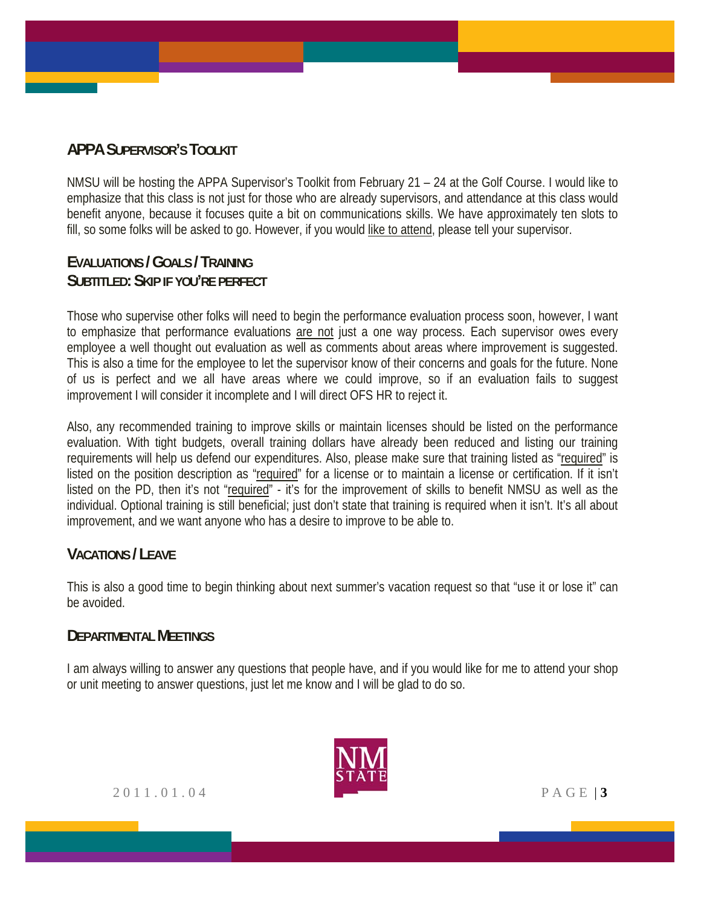## APPA Supervisor's Toolkit

NMSU will be hosting the APPA Supervisor's Toolkit from February 21 – 24 at the Golf Course. I would like to emphasize that this class is not just for those who are already supervisors, and attendance at this class would benefit anyone, because it focuses quite a bit on communications skills. We have approximately ten slots to fill, so some folks will be asked to go. However, if you would like to attend, please tell your supervisor.

## Evaluations / Goals / Training
## Subtitled: Skip if you're perfect

Those who supervise other folks will need to begin the performance evaluation process soon, however, I want to emphasize that performance evaluations are not just a one way process. Each supervisor owes every employee a well thought out evaluation as well as comments about areas where improvement is suggested. This is also a time for the employee to let the supervisor know of their concerns and goals for the future. None of us is perfect and we all have areas where we could improve, so if an evaluation fails to suggest improvement I will consider it incomplete and I will direct OFS HR to reject it.

Also, any recommended training to improve skills or maintain licenses should be listed on the performance evaluation. With tight budgets, overall training dollars have already been reduced and listing our training requirements will help us defend our expenditures. Also, please make sure that training listed as "required" is listed on the position description as "required" for a license or to maintain a license or certification. If it isn't listed on the PD, then it's not "required" - it's for the improvement of skills to benefit NMSU as well as the individual. Optional training is still beneficial; just don't state that training is required when it isn't. It's all about improvement, and we want anyone who has a desire to improve to be able to.

## Vacations / Leave

This is also a good time to begin thinking about next summer's vacation request so that "use it or lose it" can be avoided.

## Departmental Meetings

I am always willing to answer any questions that people have, and if you would like for me to attend your shop or unit meeting to answer questions, just let me know and I will be glad to do so.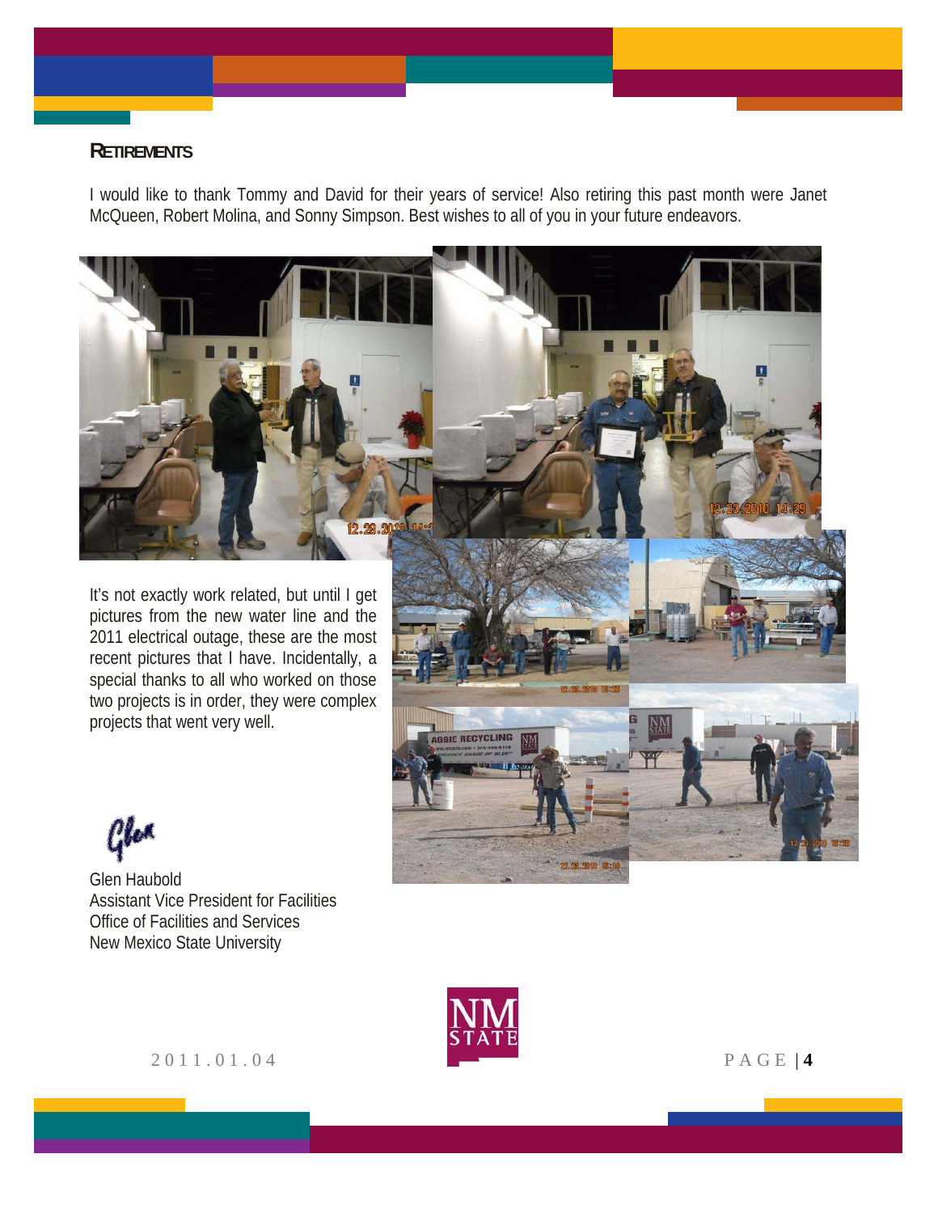## RETIREMENTS

I would like to thank Tommy and David for their years of service! Also retiring this past month were Janet McQueen, Robert Molina, and Sonny Simpson. Best wishes to all of you in your future endeavors.

It's not exactly work related, but until I get pictures from the new water line and the 2011 electrical outage, these are the most recent pictures that I have. Incidentally, a special thanks to all who worked on those two projects is in order, they were complex projects that went very well.

Glen

Glen Haubold
Assistant Vice President for Facilities
Office of Facilities and Services
New Mexico State University